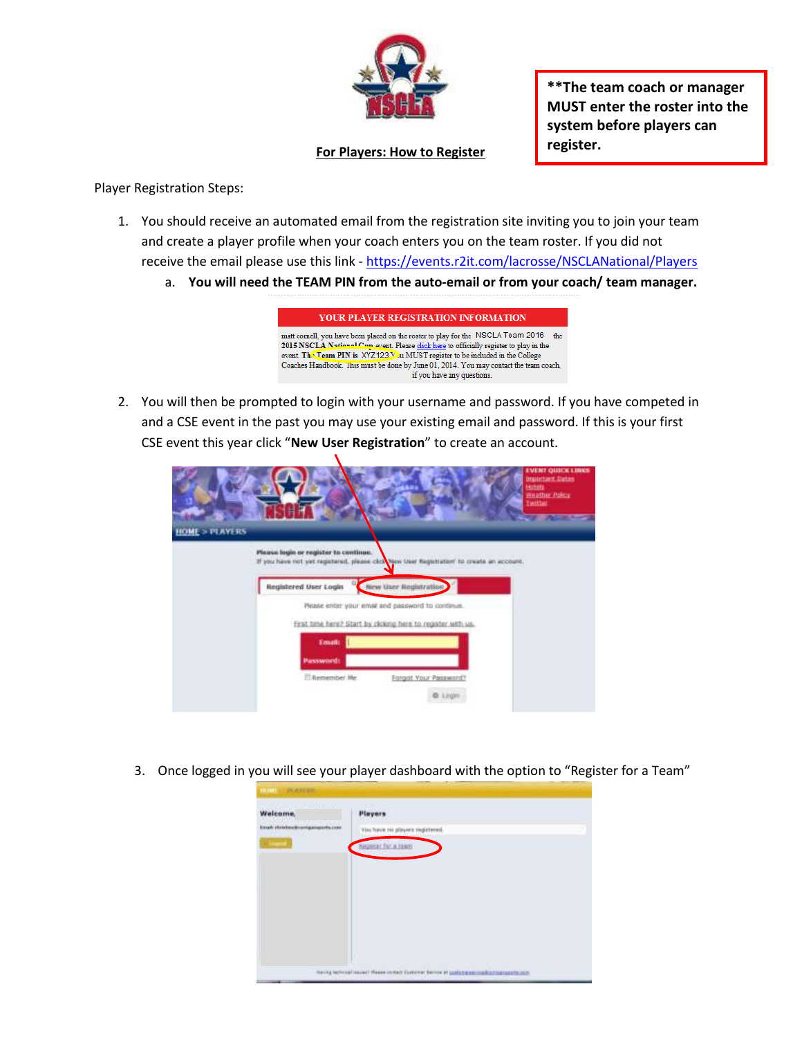**The team coach or manager MUST enter the roster into the system before players can register.

## For Players: How to Register

Player Registration Steps:

1. You should receive an automated email from the registration site inviting you to join your team and create a player profile when your coach enters you on the team roster. If you did not receive the email please use this link - https://events.r2it.com/lacrosse/NSCLANational/Players
   a. **You will need the TEAM PIN from the auto-email or from your coach/ team manager.**

2. You will then be prompted to login with your username and password. If you have competed in and a CSE event in the past you may use your existing email and password. If this is your first CSE event this year click "**New User Registration**" to create an account.

3. Once logged in you will see your player dashboard with the option to "Register for a Team"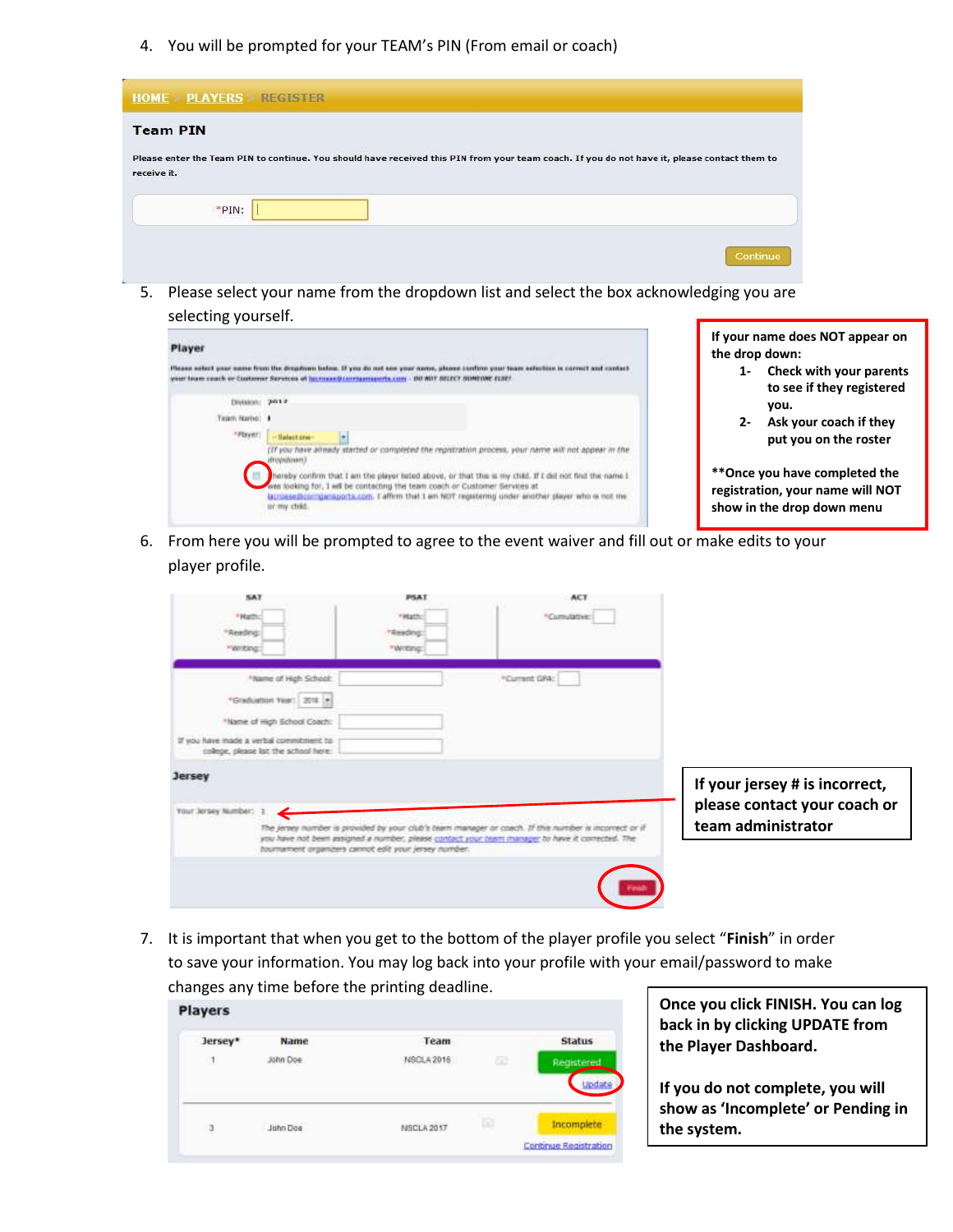4. You will be prompted for your TEAM's PIN (From email or coach)

HOME > PLAYERS > REGISTER

**Team PIN**

Please enter the Team PIN to continue. You should have received this PIN from your team coach. If you do not have it, please contact them to receive it.

*PIN:

Continue

5. Please select your name from the dropdown list and select the box acknowledging you are selecting yourself.

**If your name does NOT appear on the drop down:**

1- Check with your parents to see if they registered you.

2- Ask your coach if they put you on the roster

**Once you have completed the registration, your name will NOT show in the drop down menu

6. From here you will be prompted to agree to the event waiver and fill out or make edits to your player profile.

**If your jersey # is incorrect, please contact your coach or team administrator**

7. It is important that when you get to the bottom of the player profile you select "**Finish**" in order to save your information. You may log back into your profile with your email/password to make changes any time before the printing deadline.

**Players**

| Jersey* | Name | Team | Status |
|---|---|---|---|
| 1 | John Doe | NSCLA 2016 | Registered / Update |
| 3 | John Doe | NSCLA 2017 | Incomplete / Continue Registration |

**Once you click FINISH. You can log back in by clicking UPDATE from the Player Dashboard.**

**If you do not complete, you will show as 'Incomplete' or Pending in the system.**